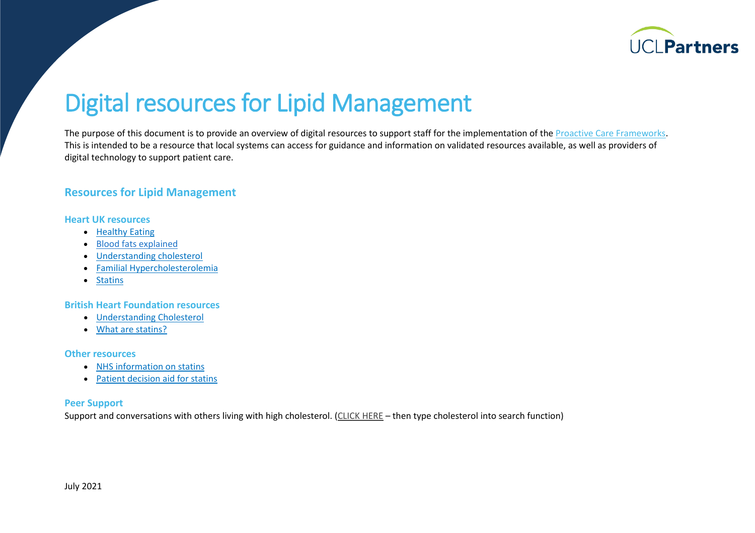# Digital resources for Lipid Management

The purpose of this document is to provide an overview of digital resources to support staff for the implementation of the Proactive Care Frameworks. This is intended to be a resource that local systems can access for guidance and information on validated resources available, as well as providers of digital technology to support patient care.

## Resources for Lipid Management

### Heart UK resources

- Healthy Eating
- Blood fats explained
- Understanding cholesterol
- Familial Hypercholesterolemia
- Statins

### British Heart Foundation resources

- Understanding Cholesterol
- What are statins?

### Other resources

- NHS information on statins
- Patient decision aid for statins

### Peer Support

Support and conversations with others living with high cholesterol. (CLICK HERE – then type cholesterol into search function)

July 2021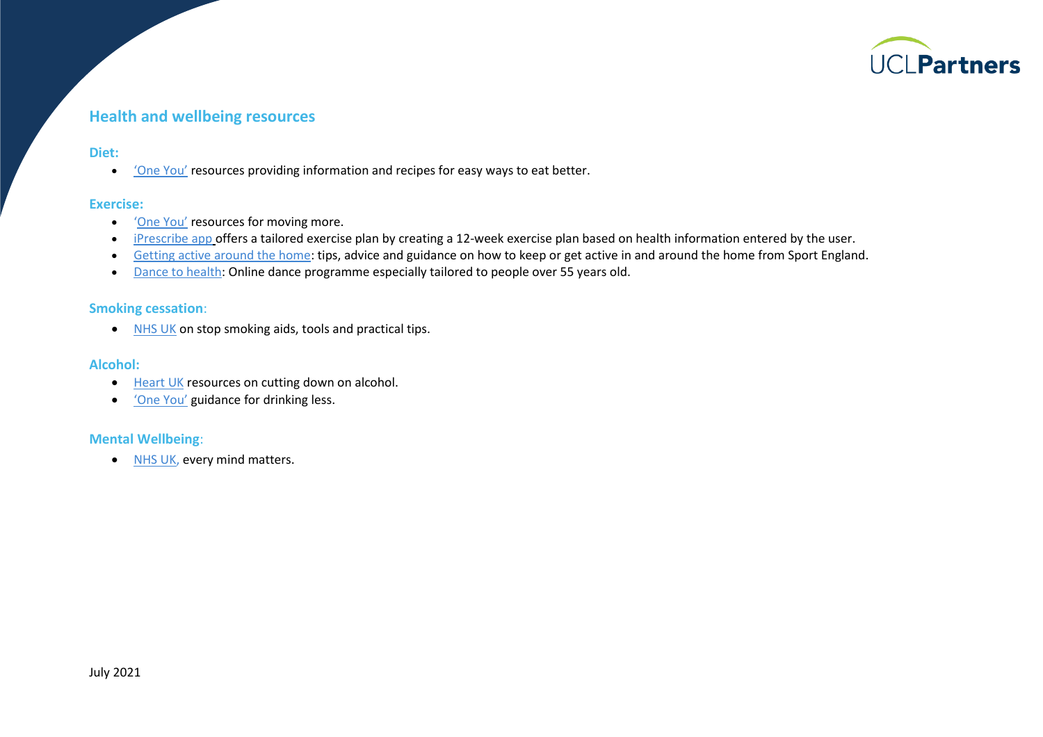## Health and wellbeing resources

### Diet:

- 'One You' resources providing information and recipes for easy ways to eat better.

### Exercise:

- 'One You' resources for moving more.
- iPrescribe app offers a tailored exercise plan by creating a 12-week exercise plan based on health information entered by the user.
- Getting active around the home: tips, advice and guidance on how to keep or get active in and around the home from Sport England.
- Dance to health: Online dance programme especially tailored to people over 55 years old.

### Smoking cessation:

- NHS UK on stop smoking aids, tools and practical tips.

### Alcohol:

- Heart UK resources on cutting down on alcohol.
- 'One You' guidance for drinking less.

### Mental Wellbeing:

- NHS UK, every mind matters.

July 2021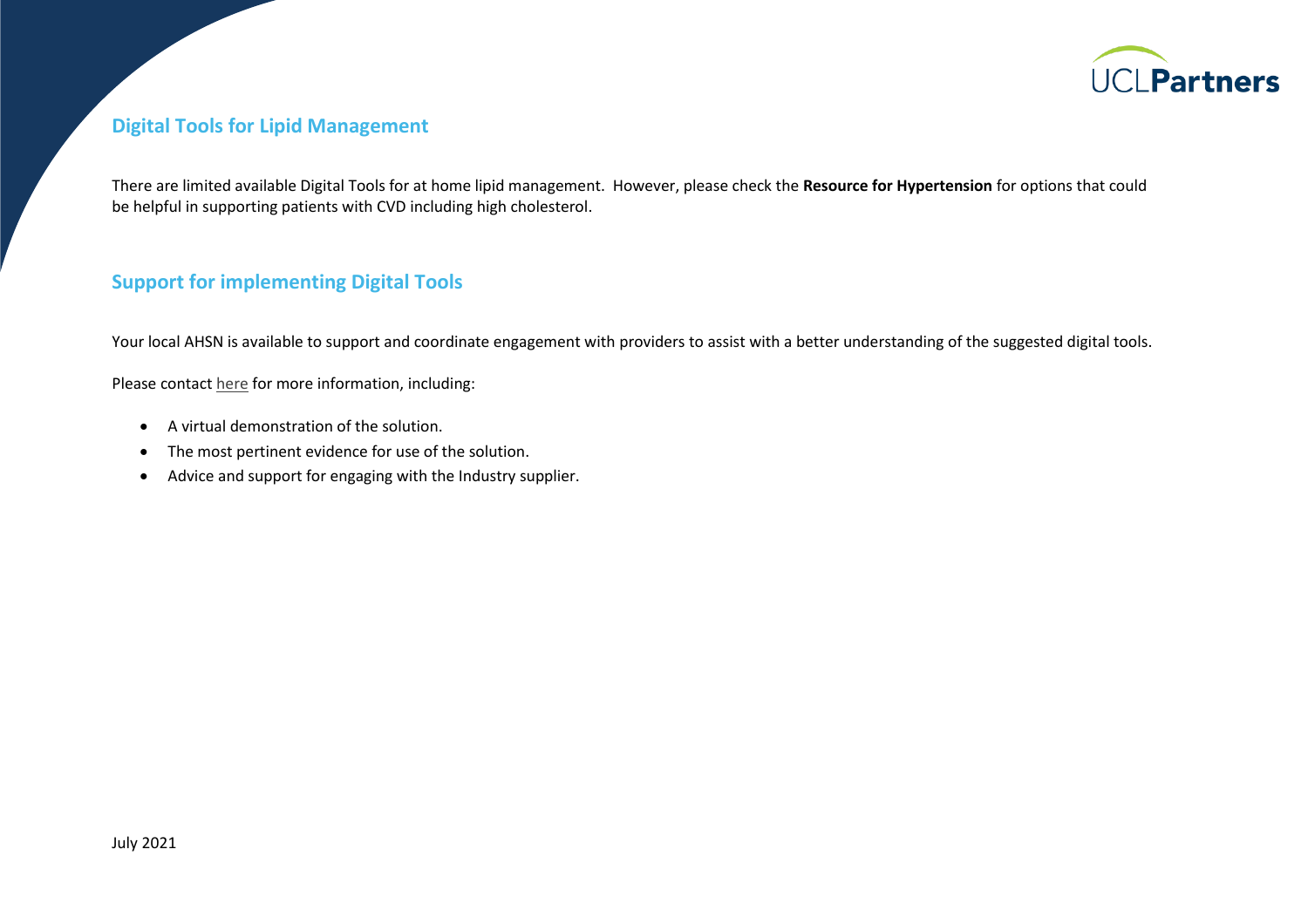## Digital Tools for Lipid Management

There are limited available Digital Tools for at home lipid management. However, please check the **Resource for Hypertension** for options that could be helpful in supporting patients with CVD including high cholesterol.

## Support for implementing Digital Tools

Your local AHSN is available to support and coordinate engagement with providers to assist with a better understanding of the suggested digital tools.

Please contact here for more information, including:

- A virtual demonstration of the solution.
- The most pertinent evidence for use of the solution.
- Advice and support for engaging with the Industry supplier.

July 2021